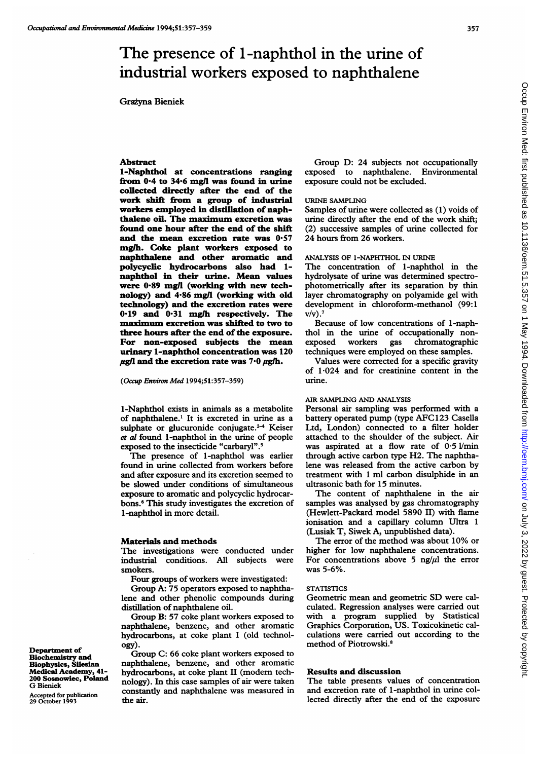# The presence of 1-naphthol in the urine of industrial workers exposed to naphthalene

Grażyna Bieniek

## Abstract

**1-Naphthol at concentrations ranging from 0·4 to 34·6 mg/l was found in urine collected directly after the end of the work shift from a group of industrial workers employed in distillation of naphthalene oil. The maximum excretion was found one hour after the end of the shift and the mean excretion rate was 0·57 mg/h. Coke plant workers exposed to naphthalene and other aromatic and polycyclic hydrocarbons also had 1-naphthol in their urine. Mean values were 0·89 mg/l (working with new technology) and 4·86 mg/l (working with old technology) and the excretion rates were 0·19 and 0·31 mg/h respectively. The maximum excretion was shifted to two to three hours after the end of the exposure. For non-exposed subjects the mean urinary 1-naphthol concentration was 120 μg/l and the excretion rate was 7·0 μg/h.**

(*Occup Environ Med* 1994;51:357–359)

1-Naphthol exists in animals as a metabolite of naphthalene.[1] It is excreted in urine as a sulphate or glucuronide conjugate.[2-4] Keiser *et al* found 1-naphthol in the urine of people exposed to the insecticide "carbaryl".[5]

The presence of 1-naphthol was earlier found in urine collected from workers before and after exposure and its excretion seemed to be slowed under conditions of simultaneous exposure to aromatic and polycyclic hydrocarbons.[6] This study investigates the excretion of 1-naphthol in more detail.

## Materials and methods

The investigations were conducted under industrial conditions. All subjects were smokers.

Four groups of workers were investigated:

Group A: 75 operators exposed to naphthalene and other phenolic compounds during distillation of naphthalene oil.

Group B: 57 coke plant workers exposed to naphthalene, benzene, and other aromatic hydrocarbons, at coke plant I (old technology).

Group C: 66 coke plant workers exposed to naphthalene, benzene, and other aromatic hydrocarbons, at coke plant II (modern technology). In this case samples of air were taken constantly and naphthalene was measured in the air.

Group D: 24 subjects not occupationally exposed to naphthalene. Environmental exposure could not be excluded.

### URINE SAMPLING

Samples of urine were collected as (1) voids of urine directly after the end of the work shift; (2) successive samples of urine collected for 24 hours from 26 workers.

### ANALYSIS OF 1-NAPHTHOL IN URINE

The concentration of 1-naphthol in the hydrolysate of urine was determined spectrophotometrically after its separation by thin layer chromatography on polyamide gel with development in chloroform-methanol (99:1 v/v).[7]

Because of low concentrations of 1-naphthol in the urine of occupationally non-exposed workers gas chromatographic techniques were employed on these samples.

Values were corrected for a specific gravity of 1·024 and for creatinine content in the urine.

### AIR SAMPLING AND ANALYSIS

Personal air sampling was performed with a battery operated pump (type AFC123 Casella Ltd, London) connected to a filter holder attached to the shoulder of the subject. Air was aspirated at a flow rate of 0·5 l/min through active carbon type H2. The naphthalene was released from the active carbon by treatment with 1 ml carbon disulphide in an ultrasonic bath for 15 minutes.

The content of naphthalene in the air samples was analysed by gas chromatography (Hewlett-Packard model 5890 II) with flame ionisation and a capillary column Ultra 1 (Lusiak T, Siwek A, unpublished data).

The error of the method was about 10% or higher for low naphthalene concentrations. For concentrations above 5 ng/μl the error was 5-6%.

### STATISTICS

Geometric mean and geometric SD were calculated. Regression analyses were carried out with a program supplied by Statistical Graphics Corporation, US. Toxicokinetic calculations were carried out according to the method of Piotrowski.[8]

## Results and discussion

The table presents values of concentration and excretion rate of 1-naphthol in urine collected directly after the end of the exposure

Department of Biochemistry and Biophysics, Silesian Medical Academy, 41-200 Sosnowiec, Poland
G Bieniek

Accepted for publication 29 October 1993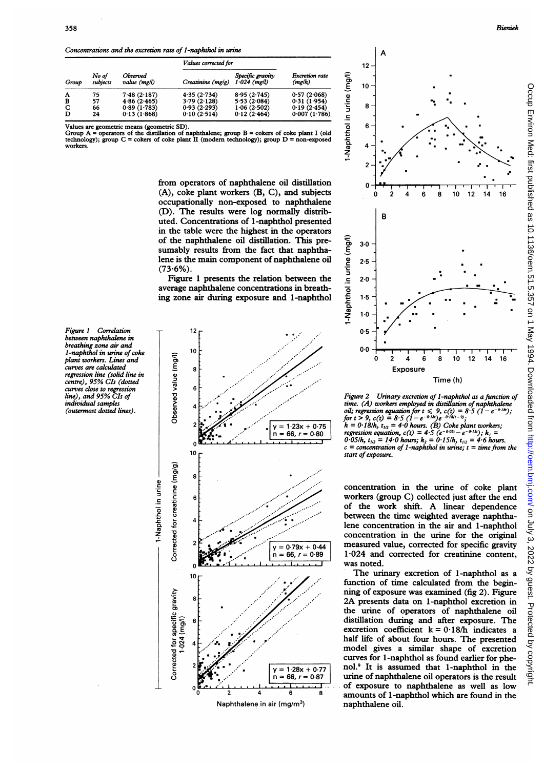*Concentrations and the excretion rate of 1-naphthol in urine*

| Group | No of subjects | Observed value (mg/l) | Values corrected for Creatinine (mg/g) | Values corrected for Specific gravity 1·024 (mg/l) | Excretion rate (mg/h) |
|---|---|---|---|---|---|
| A | 75 | 7·48 (2·187) | 4·35 (2·734) | 8·95 (2·745) | 0·57 (2·068) |
| B | 57 | 4·86 (2·465) | 3·79 (2·128) | 5·53 (2·084) | 0·31 (1·954) |
| C | 66 | 0·89 (1·783) | 0·93 (2·293) | 1·06 (2·502) | 0·19 (2·454) |
| D | 24 | 0·13 (1·868) | 0·10 (2·514) | 0·12 (2·464) | 0·007 (1·786) |

Values are geometric means (geometric SD).
Group A = operators of the distillation of naphthalene; group B = cokers of coke plant I (old technology); group C = cokers of coke plant II (modern technology); group D = non-exposed workers.

from operators of naphthalene oil distillation (A), coke plant workers (B, C), and subjects occupationally non-exposed to naphthalene (D). The results were log normally distributed. Concentrations of 1-naphthol presented in the table were the highest in the operators of the naphthalene oil distillation. This presumably results from the fact that naphthalene is the main component of naphthalene oil (73·6%).

Figure 1 presents the relation between the average naphthalene concentrations in breathing zone air during exposure and 1-naphthol concentration in the urine of coke plant workers (group C) collected just after the end of the work shift. A linear dependence between the time weighted average naphthalene concentration in the air and 1-naphthol concentration in the urine for the original measured value, corrected for specific gravity 1·024 and corrected for creatinine content, was noted.

*Figure 1 Correlation between naphthalene in breathing zone air and 1-naphthol in urine of coke plant workers. Lines and curves are calculated regression line (solid line in centre), 95% CIs (dotted curves close to regression line), and 95% CIs of individual samples (outermost dotted lines).*

*Figure 2 Urinary excretion of 1-naphthol as a function of time. (A) workers employed in distillation of naphthalene oil; regression equation for $t \leqslant 9$, $c(t) = 8{\cdot}5\,(1 - e^{-0{\cdot}18t})$; for $t > 9$, $c(t) = 8{\cdot}5\,(1 - e^{-0{\cdot}18t})e^{-0{\cdot}18(t-9)}$; $k = 0{\cdot}18/h$, $t_{1/2} = 4{\cdot}0$ hours. (B) Coke plant workers; regression equation, $c(t) = 4{\cdot}5\,(e^{-0{\cdot}05t} - e^{-0{\cdot}15t})$; $k_1 = 0{\cdot}05/h$, $t_{1/2} = 14{\cdot}0$ hours; $k_2 = 0{\cdot}15/h$, $t_{1/2} = 4{\cdot}6$ hours. c = concentration of 1-naphthol in urine; t = time from the start of exposure.*

The urinary excretion of 1-naphthol as a function of time calculated from the beginning of exposure was examined (fig 2). Figure 2A presents data on 1-naphthol excretion in the urine of operators of naphthalene oil distillation during and after exposure. The excretion coefficient $k = 0{\cdot}18/h$ indicates a half life of about four hours. The presented model gives a similar shape of excretion curves for 1-naphthol as found earlier for phenol.[9] It is assumed that 1-naphthol in the urine of naphthalene oil operators is the result of exposure to naphthalene as well as low amounts of 1-naphthol which are found in the naphthalene oil.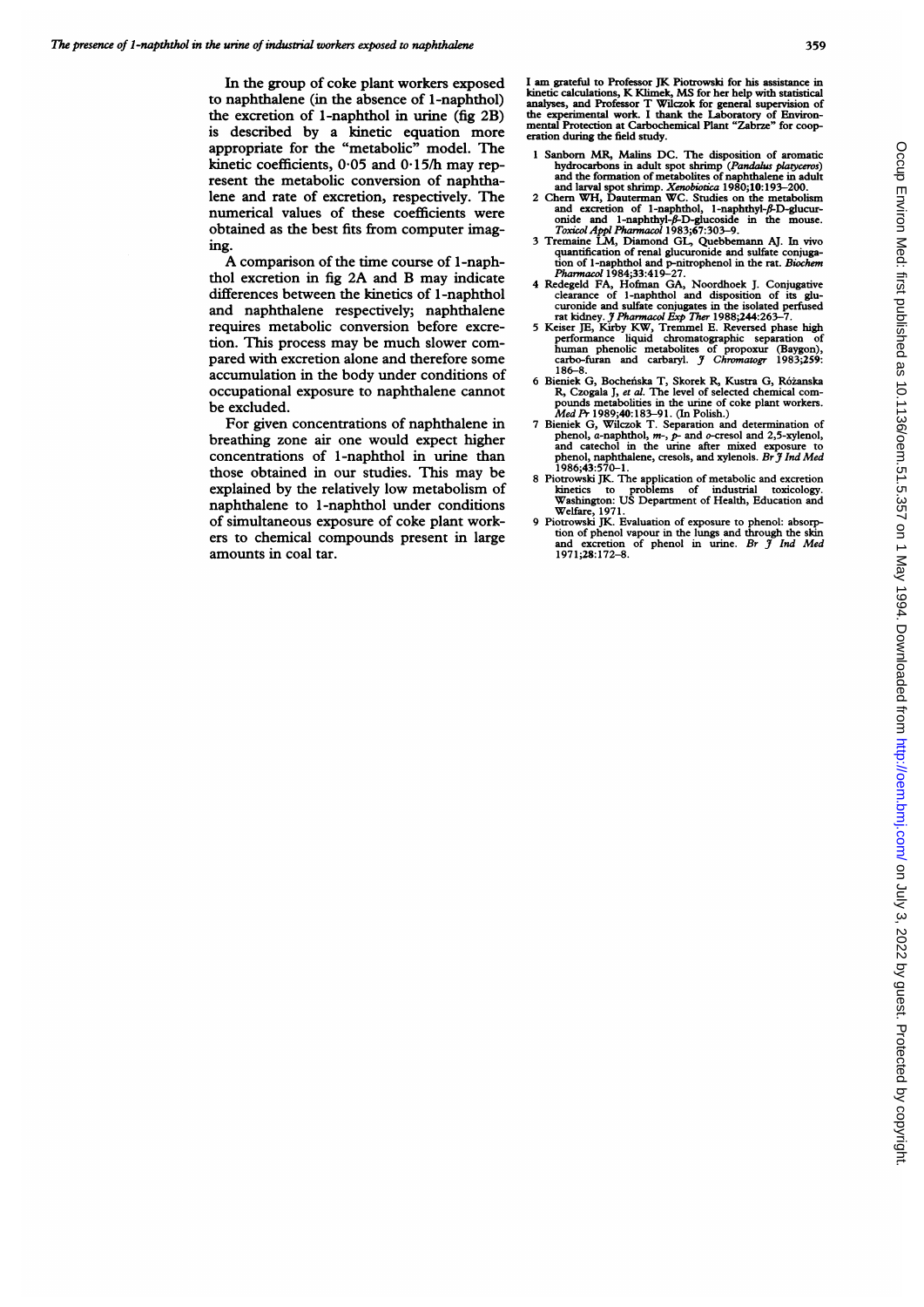In the group of coke plant workers exposed to naphthalene (in the absence of 1-naphthol) the excretion of 1-naphthol in urine (fig 2B) is described by a kinetic equation more appropriate for the "metabolic" model. The kinetic coefficients, 0·05 and 0·15/h may represent the metabolic conversion of naphthalene and rate of excretion, respectively. The numerical values of these coefficients were obtained as the best fits from computer imaging.

A comparison of the time course of 1-naphthol excretion in fig 2A and B may indicate differences between the kinetics of 1-naphthol and naphthalene respectively; naphthalene requires metabolic conversion before excretion. This process may be much slower compared with excretion alone and therefore some accumulation in the body under conditions of occupational exposure to naphthalene cannot be excluded.

For given concentrations of naphthalene in breathing zone air one would expect higher concentrations of 1-naphthol in urine than those obtained in our studies. This may be explained by the relatively low metabolism of naphthalene to 1-naphthol under conditions of simultaneous exposure of coke plant workers to chemical compounds present in large amounts in coal tar.

I am grateful to Professor JK Piotrowski for his assistance in kinetic calculations, K Klimek, MS for her help with statistical analyses, and Professor T Wilczok for general supervision of the experimental work. I thank the Laboratory of Environmental Protection at Carbochemical Plant "Zabrze" for cooperation during the field study.

1 Sanborn MR, Malins DC. The disposition of aromatic hydrocarbons in adult spot shrimp (*Pandalus platyceros*) and the formation of metabolites of naphthalene in adult and larval spot shrimp. *Xenobiotica* 1980;**10**:193–200.
2 Chern WH, Dauterman WC. Studies on the metabolism and excretion of 1-naphthol, 1-naphthyl-β-D-glucuronide and 1-naphthyl-β-D-glucoside in the mouse. *Toxicol Appl Pharmacol* 1983;**67**:303–9.
3 Tremaine LM, Diamond GL, Quebbemann AJ. In vivo quantification of renal glucuronide and sulfate conjugation of 1-naphthol and p-nitrophenol in the rat. *Biochem Pharmacol* 1984;**33**:419–27.
4 Redegeld FA, Hofman GA, Noordhoek J. Conjugative clearance of 1-naphthol and disposition of its glucuronide and sulfate conjugates in the isolated perfused rat kidney. *J Pharmacol Exp Ther* 1988;**244**:263–7.
5 Keiser JE, Kirby KW, Tremmel E. Reversed phase high performance liquid chromatographic separation of human phenolic metabolites of propoxur (Baygon), carbo-furan and carbaryl. *J Chromatogr* 1983;**259**: 186–8.
6 Bieniek G, Bocheńska T, Skorek R, Kustra G, Różanska R, Czogala J, *et al*. The level of selected chemical compounds metabolities in the urine of coke plant workers. *Med Pr* 1989;**40**:183–91. (In Polish.)
7 Bieniek G, Wilczok T. Separation and determination of phenol, α-naphthol, *m*-, *p*- and *o*-cresol and 2,5-xylenol, and catechol in the urine after mixed exposure to phenol, naphthalene, cresols, and xylenols. *Br J Ind Med* 1986;**43**:570–1.
8 Piotrowski JK. The application of metabolic and excretion kinetics to problems of industrial toxicology. Washington: US Department of Health, Education and Welfare, 1971.
9 Piotrowski JK. Evaluation of exposure to phenol: absorption of phenol vapour in the lungs and through the skin and excretion of phenol in urine. *Br J Ind Med* 1971;**28**:172–8.